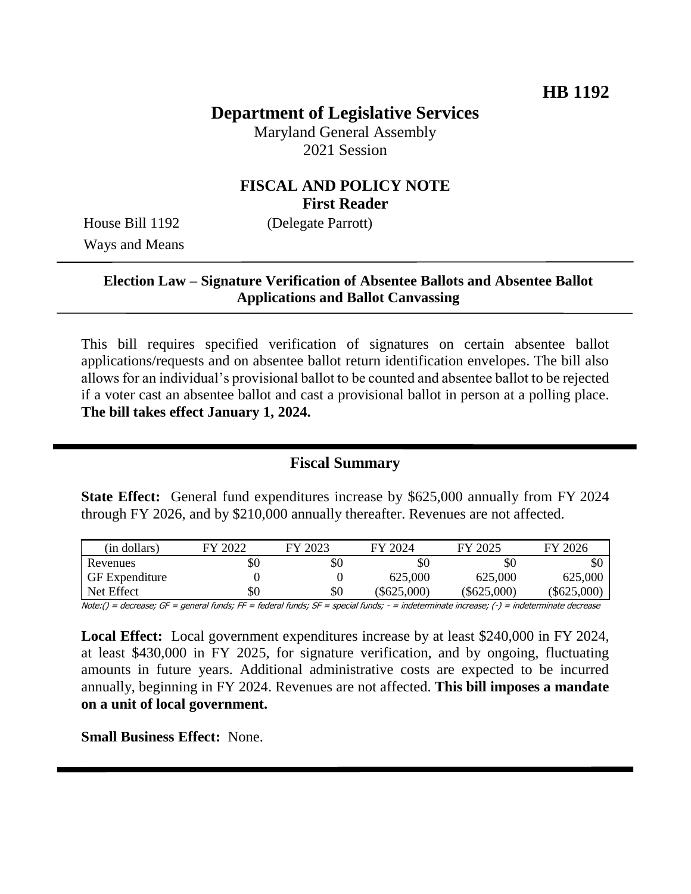**HB 1192**

# Department of Legislative Services

Maryland General Assembly
2021 Session

## FISCAL AND POLICY NOTE
**First Reader**

House Bill 1192 (Delegate Parrott)
Ways and Means

**Election Law – Signature Verification of Absentee Ballots and Absentee Ballot Applications and Ballot Canvassing**

This bill requires specified verification of signatures on certain absentee ballot applications/requests and on absentee ballot return identification envelopes. The bill also allows for an individual's provisional ballot to be counted and absentee ballot to be rejected if a voter cast an absentee ballot and cast a provisional ballot in person at a polling place. **The bill takes effect January 1, 2024.**

## Fiscal Summary

**State Effect:** General fund expenditures increase by $625,000 annually from FY 2024 through FY 2026, and by $210,000 annually thereafter. Revenues are not affected.

| (in dollars) | FY 2022 | FY 2023 | FY 2024 | FY 2025 | FY 2026 |
|---|---|---|---|---|---|
| Revenues | $0 | $0 | $0 | $0 | $0 |
| GF Expenditure | 0 | 0 | 625,000 | 625,000 | 625,000 |
| Net Effect | $0 | $0 | ($625,000) | ($625,000) | ($625,000) |

Note:() = decrease; GF = general funds; FF = federal funds; SF = special funds; - = indeterminate increase; (-) = indeterminate decrease

**Local Effect:** Local government expenditures increase by at least $240,000 in FY 2024, at least $430,000 in FY 2025, for signature verification, and by ongoing, fluctuating amounts in future years. Additional administrative costs are expected to be incurred annually, beginning in FY 2024. Revenues are not affected. **This bill imposes a mandate on a unit of local government.**

**Small Business Effect:** None.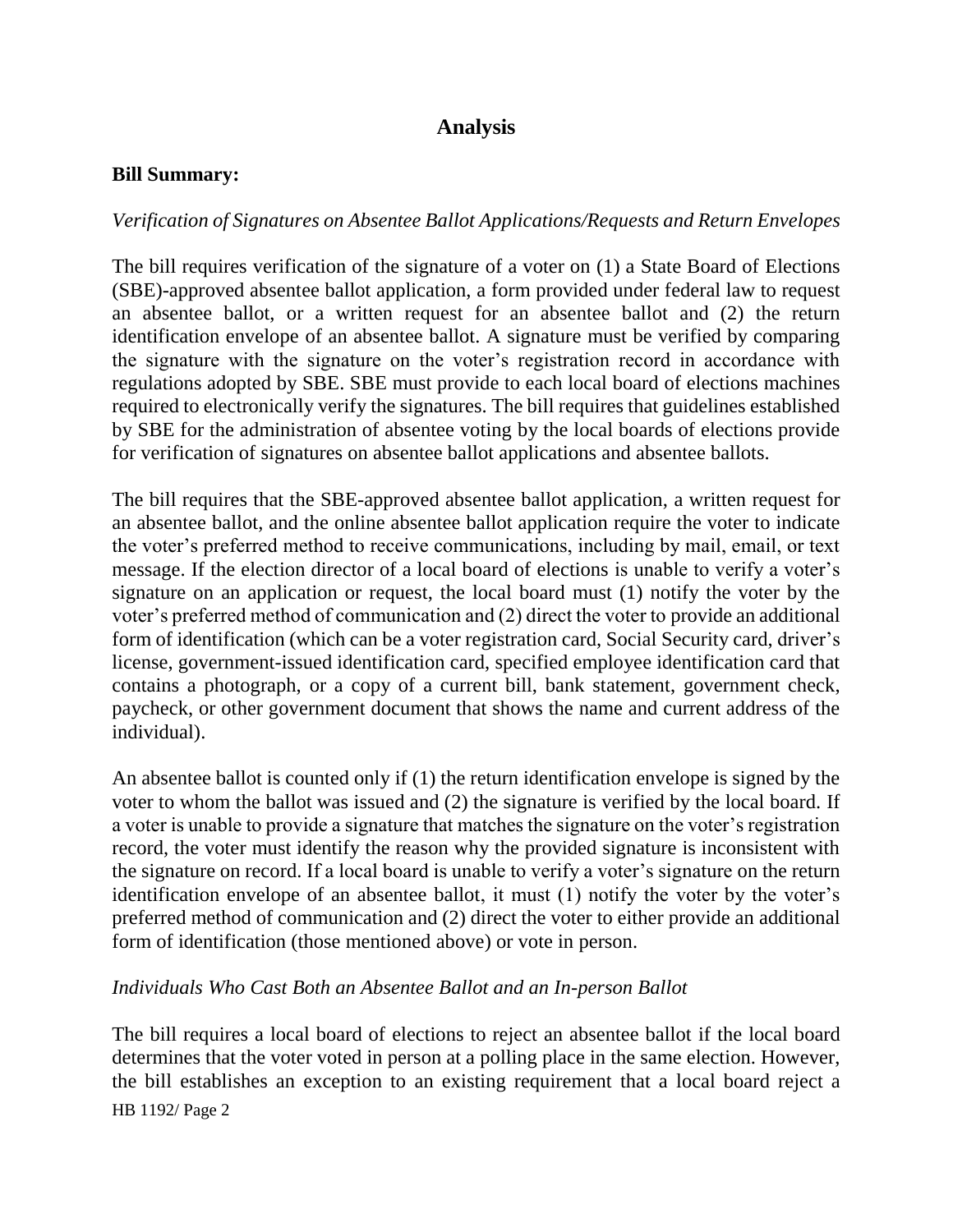## Analysis

**Bill Summary:**

*Verification of Signatures on Absentee Ballot Applications/Requests and Return Envelopes*

The bill requires verification of the signature of a voter on (1) a State Board of Elections (SBE)-approved absentee ballot application, a form provided under federal law to request an absentee ballot, or a written request for an absentee ballot and (2) the return identification envelope of an absentee ballot. A signature must be verified by comparing the signature with the signature on the voter's registration record in accordance with regulations adopted by SBE. SBE must provide to each local board of elections machines required to electronically verify the signatures. The bill requires that guidelines established by SBE for the administration of absentee voting by the local boards of elections provide for verification of signatures on absentee ballot applications and absentee ballots.

The bill requires that the SBE-approved absentee ballot application, a written request for an absentee ballot, and the online absentee ballot application require the voter to indicate the voter's preferred method to receive communications, including by mail, email, or text message. If the election director of a local board of elections is unable to verify a voter's signature on an application or request, the local board must (1) notify the voter by the voter's preferred method of communication and (2) direct the voter to provide an additional form of identification (which can be a voter registration card, Social Security card, driver's license, government-issued identification card, specified employee identification card that contains a photograph, or a copy of a current bill, bank statement, government check, paycheck, or other government document that shows the name and current address of the individual).

An absentee ballot is counted only if (1) the return identification envelope is signed by the voter to whom the ballot was issued and (2) the signature is verified by the local board. If a voter is unable to provide a signature that matches the signature on the voter's registration record, the voter must identify the reason why the provided signature is inconsistent with the signature on record. If a local board is unable to verify a voter's signature on the return identification envelope of an absentee ballot, it must (1) notify the voter by the voter's preferred method of communication and (2) direct the voter to either provide an additional form of identification (those mentioned above) or vote in person.

*Individuals Who Cast Both an Absentee Ballot and an In-person Ballot*

The bill requires a local board of elections to reject an absentee ballot if the local board determines that the voter voted in person at a polling place in the same election. However, the bill establishes an exception to an existing requirement that a local board reject a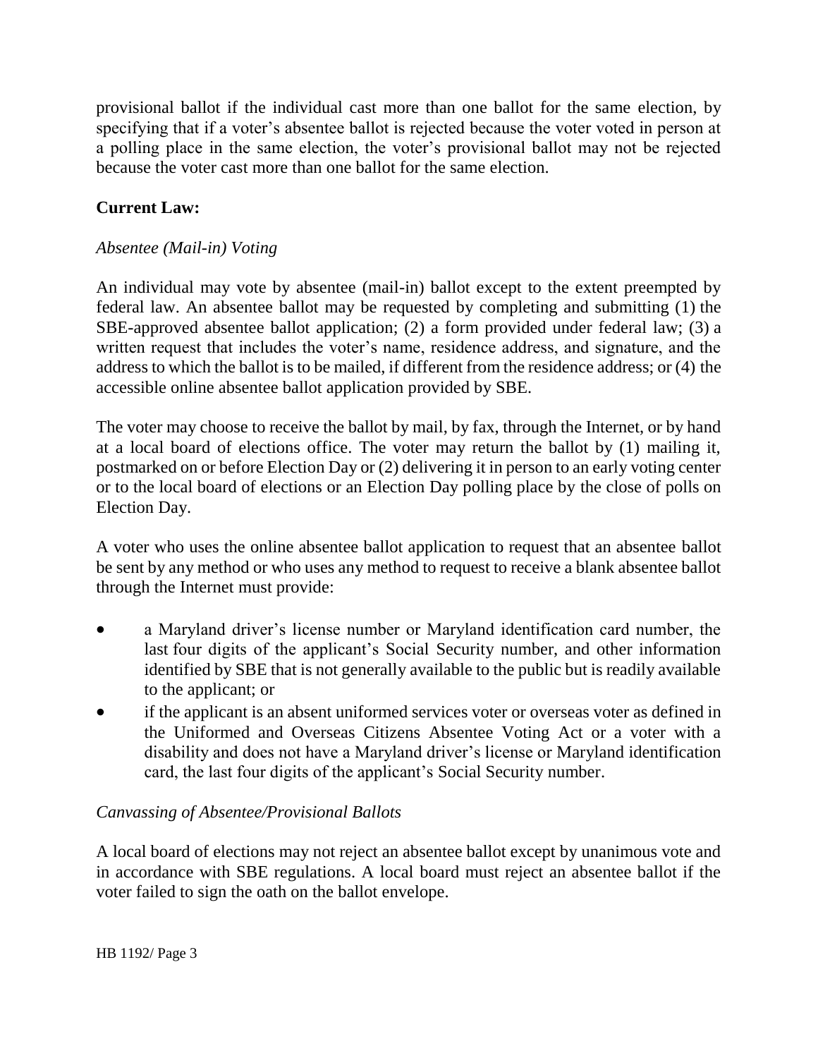provisional ballot if the individual cast more than one ballot for the same election, by specifying that if a voter's absentee ballot is rejected because the voter voted in person at a polling place in the same election, the voter's provisional ballot may not be rejected because the voter cast more than one ballot for the same election.

**Current Law:**

*Absentee (Mail-in) Voting*

An individual may vote by absentee (mail-in) ballot except to the extent preempted by federal law. An absentee ballot may be requested by completing and submitting (1) the SBE-approved absentee ballot application; (2) a form provided under federal law; (3) a written request that includes the voter's name, residence address, and signature, and the address to which the ballot is to be mailed, if different from the residence address; or (4) the accessible online absentee ballot application provided by SBE.

The voter may choose to receive the ballot by mail, by fax, through the Internet, or by hand at a local board of elections office. The voter may return the ballot by (1) mailing it, postmarked on or before Election Day or (2) delivering it in person to an early voting center or to the local board of elections or an Election Day polling place by the close of polls on Election Day.

A voter who uses the online absentee ballot application to request that an absentee ballot be sent by any method or who uses any method to request to receive a blank absentee ballot through the Internet must provide:

- a Maryland driver's license number or Maryland identification card number, the last four digits of the applicant's Social Security number, and other information identified by SBE that is not generally available to the public but is readily available to the applicant; or
- if the applicant is an absent uniformed services voter or overseas voter as defined in the Uniformed and Overseas Citizens Absentee Voting Act or a voter with a disability and does not have a Maryland driver's license or Maryland identification card, the last four digits of the applicant's Social Security number.

*Canvassing of Absentee/Provisional Ballots*

A local board of elections may not reject an absentee ballot except by unanimous vote and in accordance with SBE regulations. A local board must reject an absentee ballot if the voter failed to sign the oath on the ballot envelope.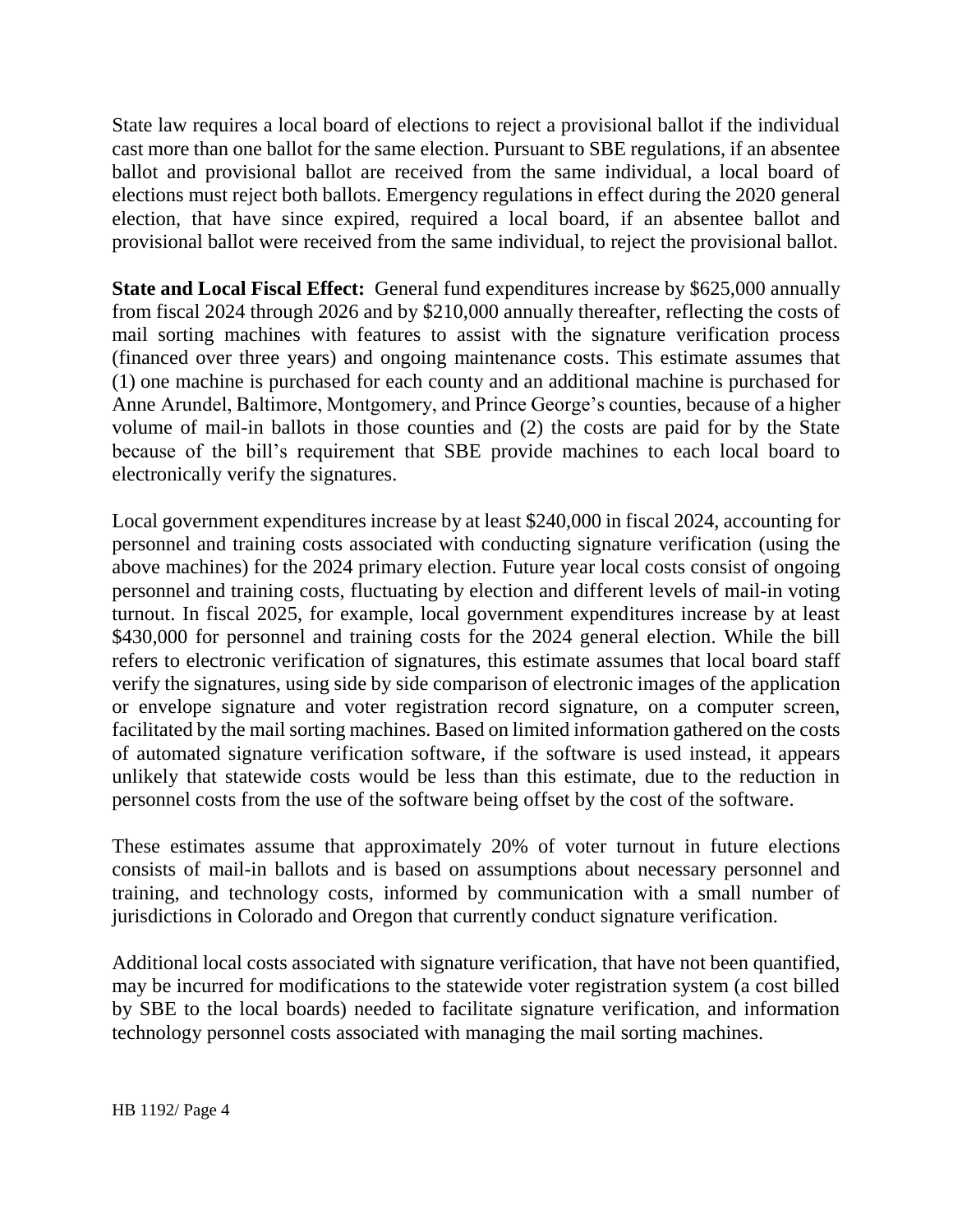State law requires a local board of elections to reject a provisional ballot if the individual cast more than one ballot for the same election. Pursuant to SBE regulations, if an absentee ballot and provisional ballot are received from the same individual, a local board of elections must reject both ballots. Emergency regulations in effect during the 2020 general election, that have since expired, required a local board, if an absentee ballot and provisional ballot were received from the same individual, to reject the provisional ballot.

**State and Local Fiscal Effect:** General fund expenditures increase by $625,000 annually from fiscal 2024 through 2026 and by $210,000 annually thereafter, reflecting the costs of mail sorting machines with features to assist with the signature verification process (financed over three years) and ongoing maintenance costs. This estimate assumes that (1) one machine is purchased for each county and an additional machine is purchased for Anne Arundel, Baltimore, Montgomery, and Prince George's counties, because of a higher volume of mail-in ballots in those counties and (2) the costs are paid for by the State because of the bill's requirement that SBE provide machines to each local board to electronically verify the signatures.

Local government expenditures increase by at least $240,000 in fiscal 2024, accounting for personnel and training costs associated with conducting signature verification (using the above machines) for the 2024 primary election. Future year local costs consist of ongoing personnel and training costs, fluctuating by election and different levels of mail-in voting turnout. In fiscal 2025, for example, local government expenditures increase by at least $430,000 for personnel and training costs for the 2024 general election. While the bill refers to electronic verification of signatures, this estimate assumes that local board staff verify the signatures, using side by side comparison of electronic images of the application or envelope signature and voter registration record signature, on a computer screen, facilitated by the mail sorting machines. Based on limited information gathered on the costs of automated signature verification software, if the software is used instead, it appears unlikely that statewide costs would be less than this estimate, due to the reduction in personnel costs from the use of the software being offset by the cost of the software.

These estimates assume that approximately 20% of voter turnout in future elections consists of mail-in ballots and is based on assumptions about necessary personnel and training, and technology costs, informed by communication with a small number of jurisdictions in Colorado and Oregon that currently conduct signature verification.

Additional local costs associated with signature verification, that have not been quantified, may be incurred for modifications to the statewide voter registration system (a cost billed by SBE to the local boards) needed to facilitate signature verification, and information technology personnel costs associated with managing the mail sorting machines.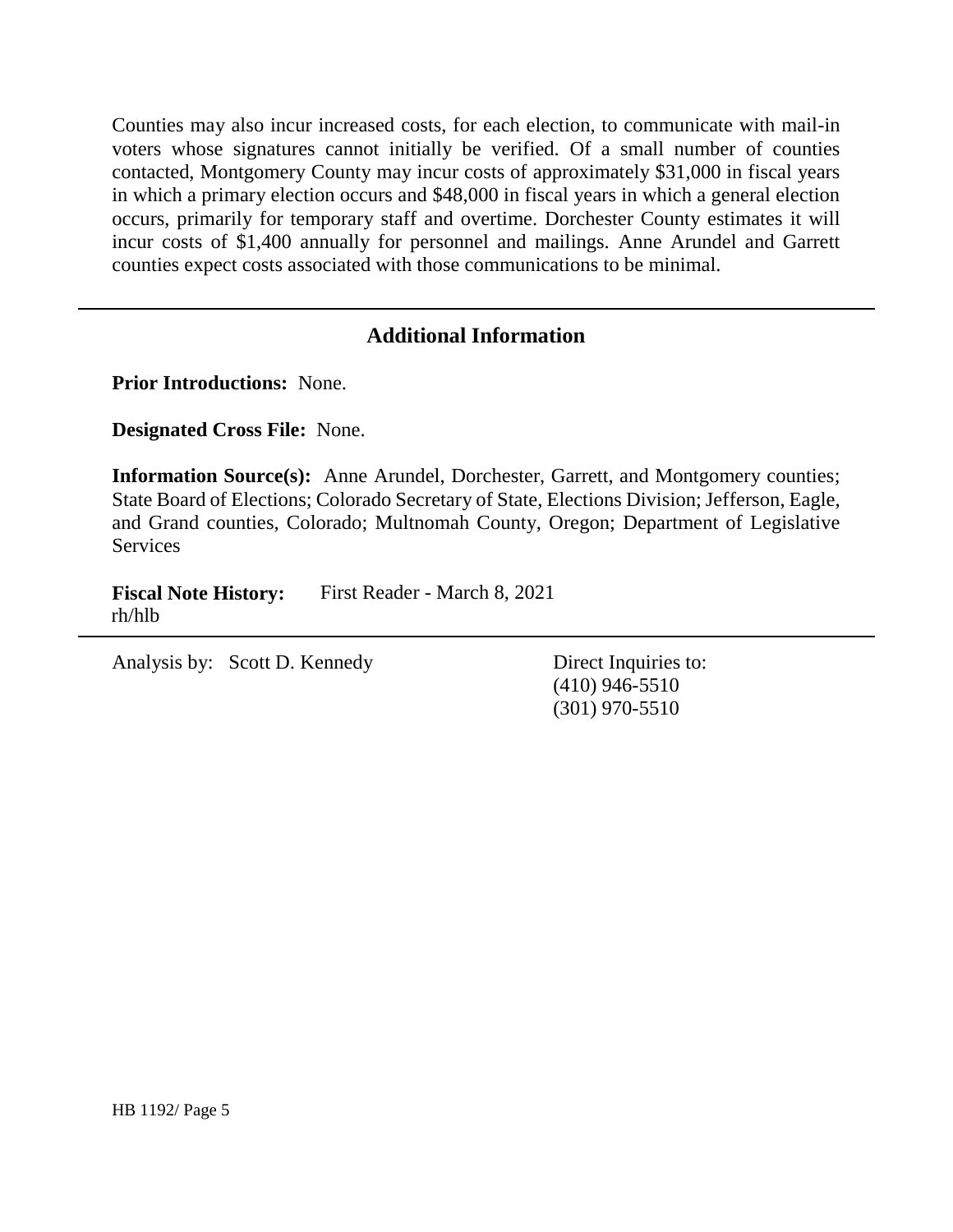Counties may also incur increased costs, for each election, to communicate with mail-in voters whose signatures cannot initially be verified. Of a small number of counties contacted, Montgomery County may incur costs of approximately $31,000 in fiscal years in which a primary election occurs and $48,000 in fiscal years in which a general election occurs, primarily for temporary staff and overtime. Dorchester County estimates it will incur costs of $1,400 annually for personnel and mailings. Anne Arundel and Garrett counties expect costs associated with those communications to be minimal.

## Additional Information

**Prior Introductions:** None.

**Designated Cross File:** None.

**Information Source(s):** Anne Arundel, Dorchester, Garrett, and Montgomery counties; State Board of Elections; Colorado Secretary of State, Elections Division; Jefferson, Eagle, and Grand counties, Colorado; Multnomah County, Oregon; Department of Legislative Services

**Fiscal Note History:** First Reader - March 8, 2021
rh/hlb

Analysis by: Scott D. Kennedy

Direct Inquiries to:
(410) 946-5510
(301) 970-5510